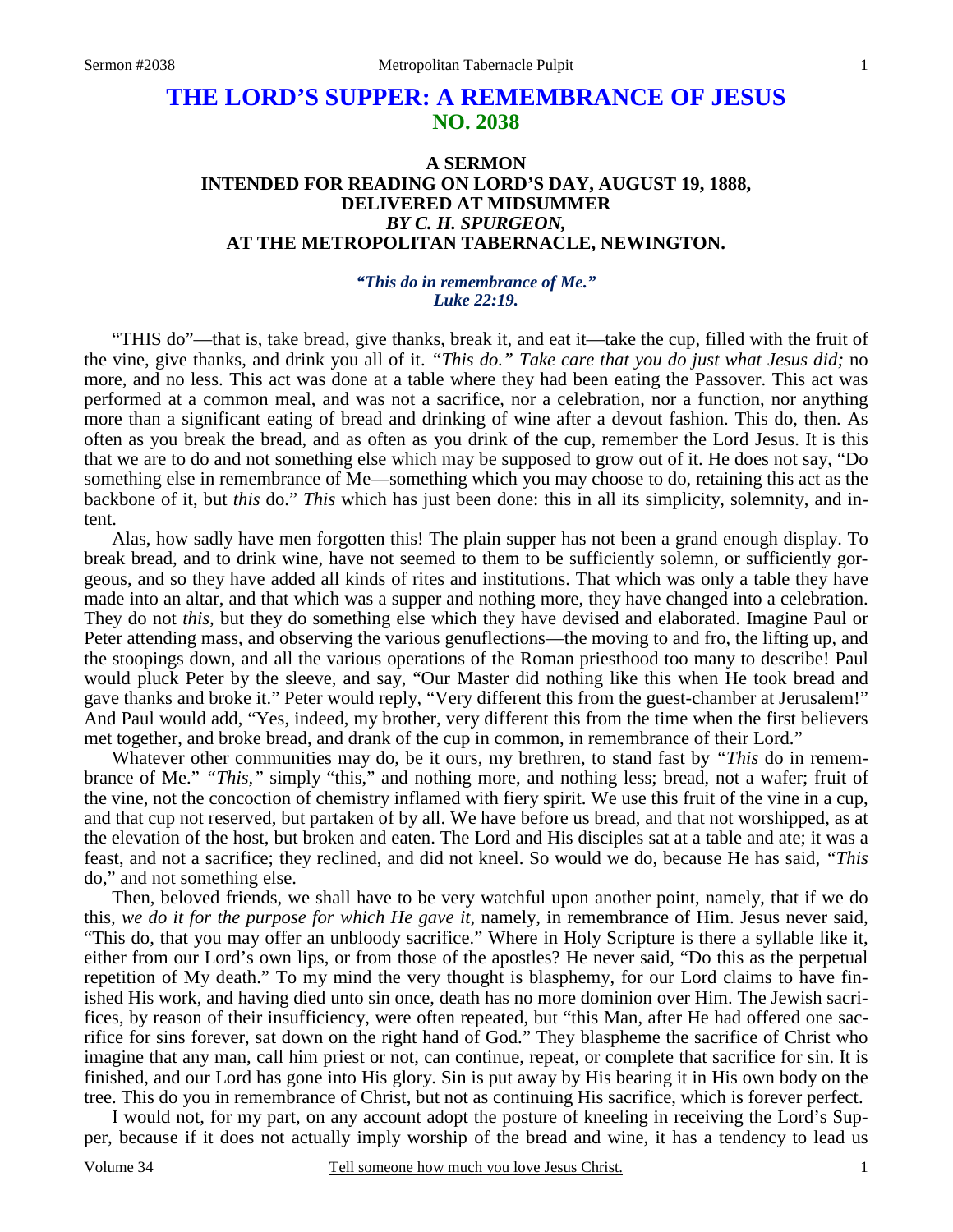# THE LORD'S SUPPER: A REMEMBRANCE OF JESUS
## NO. 2038

### A SERMON
### INTENDED FOR READING ON LORD'S DAY, AUGUST 19, 1888,
### DELIVERED AT MIDSUMMER
### *BY C. H. SPURGEON,*
### AT THE METROPOLITAN TABERNACLE, NEWINGTON.

***"This do in remembrance of Me."***
***Luke 22:19.***

"THIS do"—that is, take bread, give thanks, break it, and eat it—take the cup, filled with the fruit of the vine, give thanks, and drink you all of it. *"This do." Take care that you do just what Jesus did;* no more, and no less. This act was done at a table where they had been eating the Passover. This act was performed at a common meal, and was not a sacrifice, nor a celebration, nor a function, nor anything more than a significant eating of bread and drinking of wine after a devout fashion. This do, then. As often as you break the bread, and as often as you drink of the cup, remember the Lord Jesus. It is this that we are to do and not something else which may be supposed to grow out of it. He does not say, "Do something else in remembrance of Me—something which you may choose to do, retaining this act as the backbone of it, but *this* do." *This* which has just been done: this in all its simplicity, solemnity, and intent.

Alas, how sadly have men forgotten this! The plain supper has not been a grand enough display. To break bread, and to drink wine, have not seemed to them to be sufficiently solemn, or sufficiently gorgeous, and so they have added all kinds of rites and institutions. That which was only a table they have made into an altar, and that which was a supper and nothing more, they have changed into a celebration. They do not *this,* but they do something else which they have devised and elaborated. Imagine Paul or Peter attending mass, and observing the various genuflections—the moving to and fro, the lifting up, and the stoopings down, and all the various operations of the Roman priesthood too many to describe! Paul would pluck Peter by the sleeve, and say, "Our Master did nothing like this when He took bread and gave thanks and broke it." Peter would reply, "Very different this from the guest-chamber at Jerusalem!" And Paul would add, "Yes, indeed, my brother, very different this from the time when the first believers met together, and broke bread, and drank of the cup in common, in remembrance of their Lord."

Whatever other communities may do, be it ours, my brethren, to stand fast by *"This* do in remembrance of Me." *"This,"* simply "this," and nothing more, and nothing less; bread, not a wafer; fruit of the vine, not the concoction of chemistry inflamed with fiery spirit. We use this fruit of the vine in a cup, and that cup not reserved, but partaken of by all. We have before us bread, and that not worshipped, as at the elevation of the host, but broken and eaten. The Lord and His disciples sat at a table and ate; it was a feast, and not a sacrifice; they reclined, and did not kneel. So would we do, because He has said, *"This* do," and not something else.

Then, beloved friends, we shall have to be very watchful upon another point, namely, that if we do this, *we do it for the purpose for which He gave it,* namely, in remembrance of Him. Jesus never said, "This do, that you may offer an unbloody sacrifice." Where in Holy Scripture is there a syllable like it, either from our Lord's own lips, or from those of the apostles? He never said, "Do this as the perpetual repetition of My death." To my mind the very thought is blasphemy, for our Lord claims to have finished His work, and having died unto sin once, death has no more dominion over Him. The Jewish sacrifices, by reason of their insufficiency, were often repeated, but "this Man, after He had offered one sacrifice for sins forever, sat down on the right hand of God." They blaspheme the sacrifice of Christ who imagine that any man, call him priest or not, can continue, repeat, or complete that sacrifice for sin. It is finished, and our Lord has gone into His glory. Sin is put away by His bearing it in His own body on the tree. This do you in remembrance of Christ, but not as continuing His sacrifice, which is forever perfect.

I would not, for my part, on any account adopt the posture of kneeling in receiving the Lord's Supper, because if it does not actually imply worship of the bread and wine, it has a tendency to lead us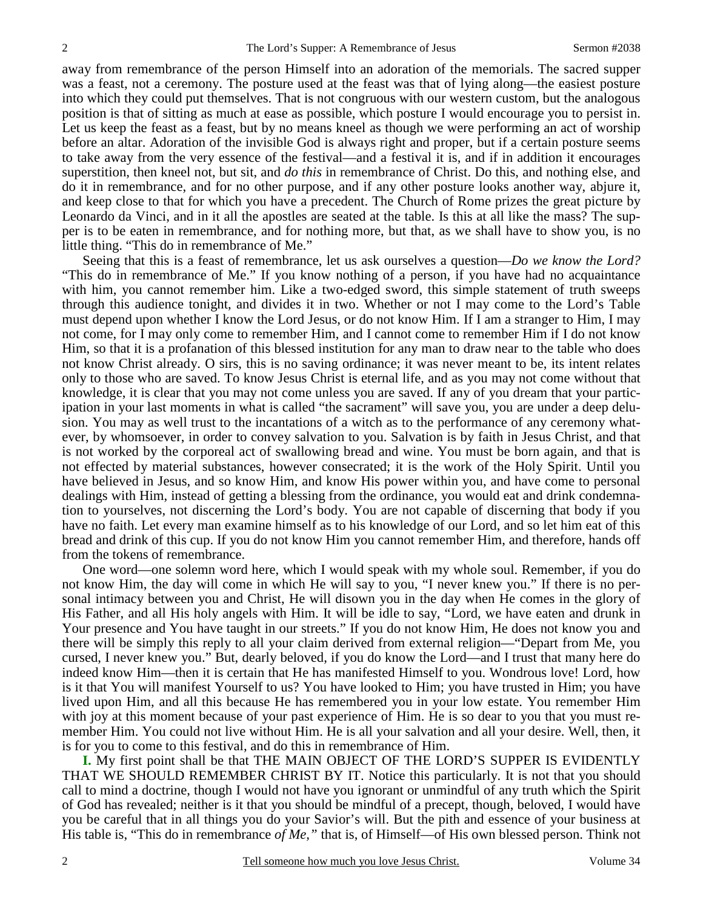away from remembrance of the person Himself into an adoration of the memorials. The sacred supper was a feast, not a ceremony. The posture used at the feast was that of lying along—the easiest posture into which they could put themselves. That is not congruous with our western custom, but the analogous position is that of sitting as much at ease as possible, which posture I would encourage you to persist in. Let us keep the feast as a feast, but by no means kneel as though we were performing an act of worship before an altar. Adoration of the invisible God is always right and proper, but if a certain posture seems to take away from the very essence of the festival—and a festival it is, and if in addition it encourages superstition, then kneel not, but sit, and *do this* in remembrance of Christ. Do this, and nothing else, and do it in remembrance, and for no other purpose, and if any other posture looks another way, abjure it, and keep close to that for which you have a precedent. The Church of Rome prizes the great picture by Leonardo da Vinci, and in it all the apostles are seated at the table. Is this at all like the mass? The supper is to be eaten in remembrance, and for nothing more, but that, as we shall have to show you, is no little thing. "This do in remembrance of Me."

Seeing that this is a feast of remembrance, let us ask ourselves a question—*Do we know the Lord?* "This do in remembrance of Me." If you know nothing of a person, if you have had no acquaintance with him, you cannot remember him. Like a two-edged sword, this simple statement of truth sweeps through this audience tonight, and divides it in two. Whether or not I may come to the Lord's Table must depend upon whether I know the Lord Jesus, or do not know Him. If I am a stranger to Him, I may not come, for I may only come to remember Him, and I cannot come to remember Him if I do not know Him, so that it is a profanation of this blessed institution for any man to draw near to the table who does not know Christ already. O sirs, this is no saving ordinance; it was never meant to be, its intent relates only to those who are saved. To know Jesus Christ is eternal life, and as you may not come without that knowledge, it is clear that you may not come unless you are saved. If any of you dream that your participation in your last moments in what is called "the sacrament" will save you, you are under a deep delusion. You may as well trust to the incantations of a witch as to the performance of any ceremony whatever, by whomsoever, in order to convey salvation to you. Salvation is by faith in Jesus Christ, and that is not worked by the corporeal act of swallowing bread and wine. You must be born again, and that is not effected by material substances, however consecrated; it is the work of the Holy Spirit. Until you have believed in Jesus, and so know Him, and know His power within you, and have come to personal dealings with Him, instead of getting a blessing from the ordinance, you would eat and drink condemnation to yourselves, not discerning the Lord's body. You are not capable of discerning that body if you have no faith. Let every man examine himself as to his knowledge of our Lord, and so let him eat of this bread and drink of this cup. If you do not know Him you cannot remember Him, and therefore, hands off from the tokens of remembrance.

One word—one solemn word here, which I would speak with my whole soul. Remember, if you do not know Him, the day will come in which He will say to you, "I never knew you." If there is no personal intimacy between you and Christ, He will disown you in the day when He comes in the glory of His Father, and all His holy angels with Him. It will be idle to say, "Lord, we have eaten and drunk in Your presence and You have taught in our streets." If you do not know Him, He does not know you and there will be simply this reply to all your claim derived from external religion—"Depart from Me, you cursed, I never knew you." But, dearly beloved, if you do know the Lord—and I trust that many here do indeed know Him—then it is certain that He has manifested Himself to you. Wondrous love! Lord, how is it that You will manifest Yourself to us? You have looked to Him; you have trusted in Him; you have lived upon Him, and all this because He has remembered you in your low estate. You remember Him with joy at this moment because of your past experience of Him. He is so dear to you that you must remember Him. You could not live without Him. He is all your salvation and all your desire. Well, then, it is for you to come to this festival, and do this in remembrance of Him.

**I.** My first point shall be that THE MAIN OBJECT OF THE LORD'S SUPPER IS EVIDENTLY THAT WE SHOULD REMEMBER CHRIST BY IT. Notice this particularly. It is not that you should call to mind a doctrine, though I would not have you ignorant or unmindful of any truth which the Spirit of God has revealed; neither is it that you should be mindful of a precept, though, beloved, I would have you be careful that in all things you do your Savior's will. But the pith and essence of your business at His table is, "This do in remembrance *of Me,*" that is, of Himself—of His own blessed person. Think not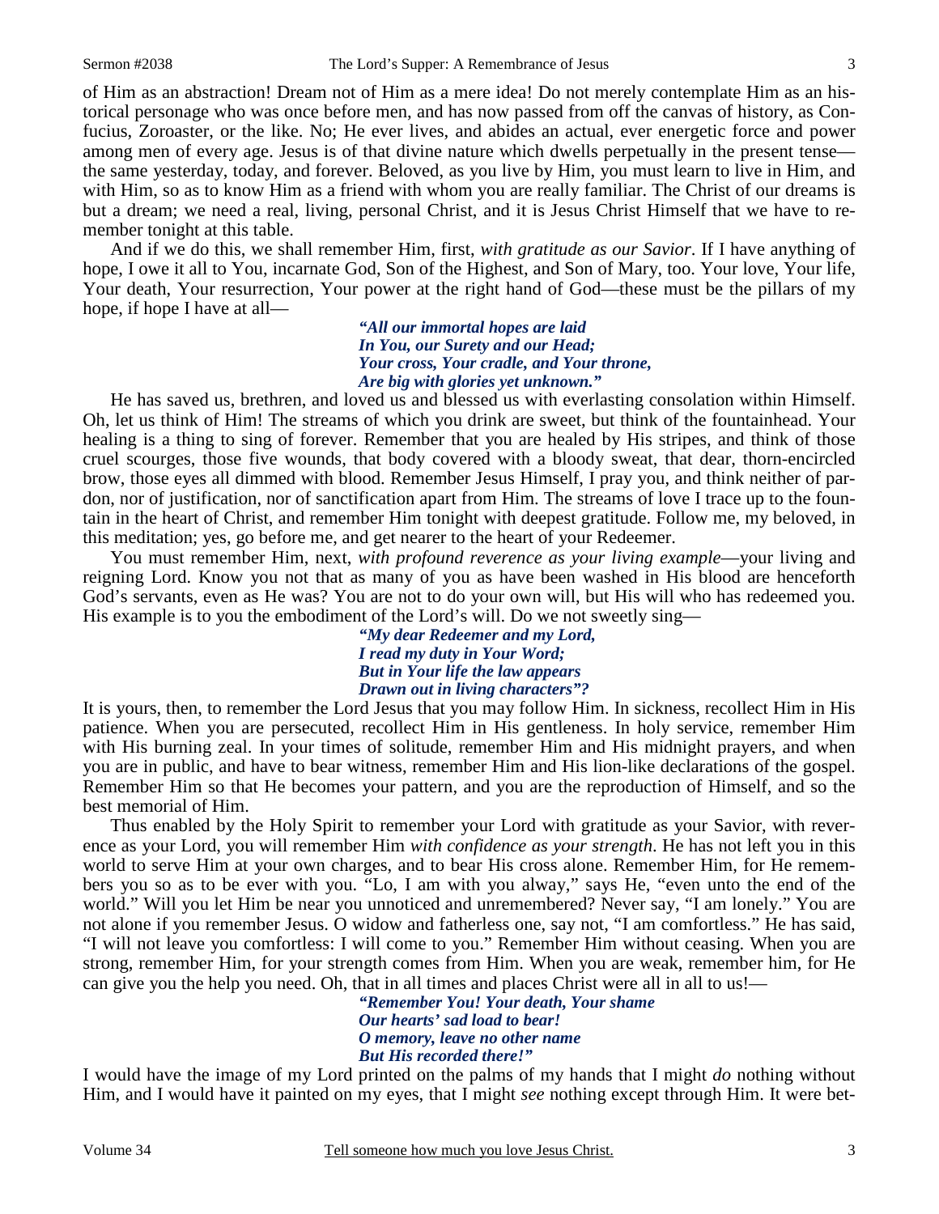of Him as an abstraction! Dream not of Him as a mere idea! Do not merely contemplate Him as an historical personage who was once before men, and has now passed from off the canvas of history, as Confucius, Zoroaster, or the like. No; He ever lives, and abides an actual, ever energetic force and power among men of every age. Jesus is of that divine nature which dwells perpetually in the present tense—the same yesterday, today, and forever. Beloved, as you live by Him, you must learn to live in Him, and with Him, so as to know Him as a friend with whom you are really familiar. The Christ of our dreams is but a dream; we need a real, living, personal Christ, and it is Jesus Christ Himself that we have to remember tonight at this table.

And if we do this, we shall remember Him, first, *with gratitude as our Savior*. If I have anything of hope, I owe it all to You, incarnate God, Son of the Highest, and Son of Mary, too. Your love, Your life, Your death, Your resurrection, Your power at the right hand of God—these must be the pillars of my hope, if hope I have at all—

> ***"All our immortal hopes are laid***
> ***In You, our Surety and our Head;***
> ***Your cross, Your cradle, and Your throne,***
> ***Are big with glories yet unknown."***

He has saved us, brethren, and loved us and blessed us with everlasting consolation within Himself. Oh, let us think of Him! The streams of which you drink are sweet, but think of the fountainhead. Your healing is a thing to sing of forever. Remember that you are healed by His stripes, and think of those cruel scourges, those five wounds, that body covered with a bloody sweat, that dear, thorn-encircled brow, those eyes all dimmed with blood. Remember Jesus Himself, I pray you, and think neither of pardon, nor of justification, nor of sanctification apart from Him. The streams of love I trace up to the fountain in the heart of Christ, and remember Him tonight with deepest gratitude. Follow me, my beloved, in this meditation; yes, go before me, and get nearer to the heart of your Redeemer.

You must remember Him, next, *with profound reverence as your living example*—your living and reigning Lord. Know you not that as many of you as have been washed in His blood are henceforth God's servants, even as He was? You are not to do your own will, but His will who has redeemed you. His example is to you the embodiment of the Lord's will. Do we not sweetly sing—

> ***"My dear Redeemer and my Lord,***
> ***I read my duty in Your Word;***
> ***But in Your life the law appears***
> ***Drawn out in living characters"?***

It is yours, then, to remember the Lord Jesus that you may follow Him. In sickness, recollect Him in His patience. When you are persecuted, recollect Him in His gentleness. In holy service, remember Him with His burning zeal. In your times of solitude, remember Him and His midnight prayers, and when you are in public, and have to bear witness, remember Him and His lion-like declarations of the gospel. Remember Him so that He becomes your pattern, and you are the reproduction of Himself, and so the best memorial of Him.

Thus enabled by the Holy Spirit to remember your Lord with gratitude as your Savior, with reverence as your Lord, you will remember Him *with confidence as your strength*. He has not left you in this world to serve Him at your own charges, and to bear His cross alone. Remember Him, for He remembers you so as to be ever with you. "Lo, I am with you alway," says He, "even unto the end of the world." Will you let Him be near you unnoticed and unremembered? Never say, "I am lonely." You are not alone if you remember Jesus. O widow and fatherless one, say not, "I am comfortless." He has said, "I will not leave you comfortless: I will come to you." Remember Him without ceasing. When you are strong, remember Him, for your strength comes from Him. When you are weak, remember him, for He can give you the help you need. Oh, that in all times and places Christ were all in all to us!—

> ***"Remember You! Your death, Your shame***
> ***Our hearts' sad load to bear!***
> ***O memory, leave no other name***
> ***But His recorded there!"***

I would have the image of my Lord printed on the palms of my hands that I might *do* nothing without Him, and I would have it painted on my eyes, that I might *see* nothing except through Him. It were bet-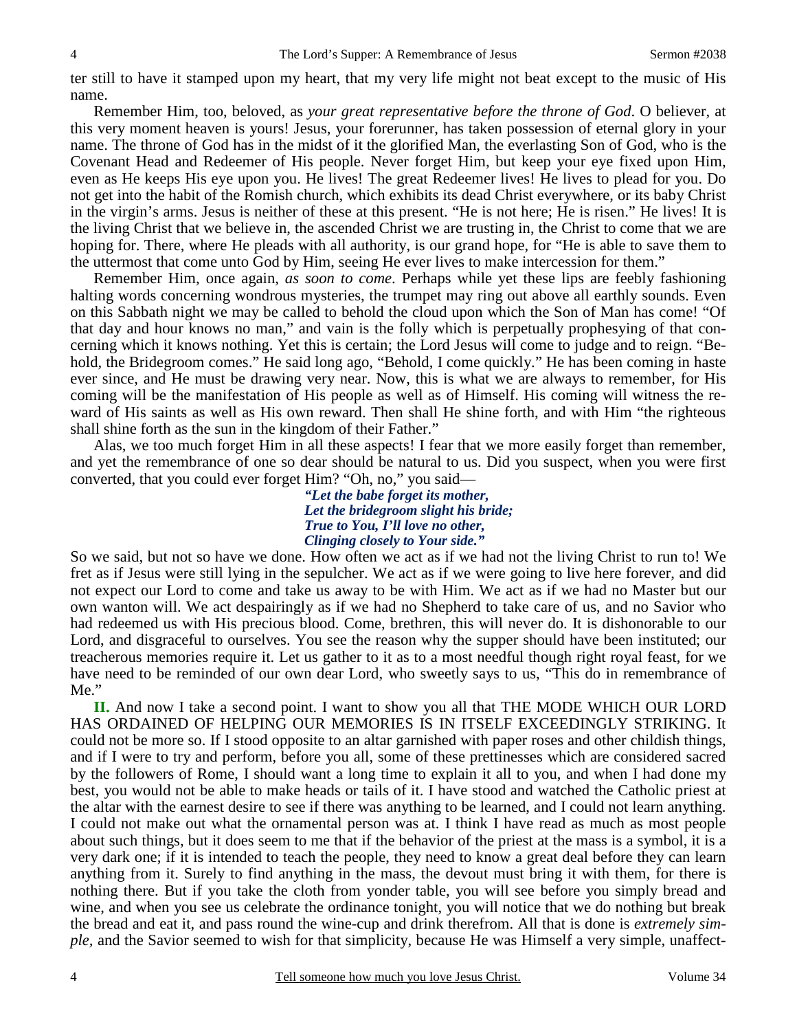ter still to have it stamped upon my heart, that my very life might not beat except to the music of His name.

Remember Him, too, beloved, as *your great representative before the throne of God*. O believer, at this very moment heaven is yours! Jesus, your forerunner, has taken possession of eternal glory in your name. The throne of God has in the midst of it the glorified Man, the everlasting Son of God, who is the Covenant Head and Redeemer of His people. Never forget Him, but keep your eye fixed upon Him, even as He keeps His eye upon you. He lives! The great Redeemer lives! He lives to plead for you. Do not get into the habit of the Romish church, which exhibits its dead Christ everywhere, or its baby Christ in the virgin's arms. Jesus is neither of these at this present. "He is not here; He is risen." He lives! It is the living Christ that we believe in, the ascended Christ we are trusting in, the Christ to come that we are hoping for. There, where He pleads with all authority, is our grand hope, for "He is able to save them to the uttermost that come unto God by Him, seeing He ever lives to make intercession for them."

Remember Him, once again, *as soon to come*. Perhaps while yet these lips are feebly fashioning halting words concerning wondrous mysteries, the trumpet may ring out above all earthly sounds. Even on this Sabbath night we may be called to behold the cloud upon which the Son of Man has come! "Of that day and hour knows no man," and vain is the folly which is perpetually prophesying of that concerning which it knows nothing. Yet this is certain; the Lord Jesus will come to judge and to reign. "Behold, the Bridegroom comes." He said long ago, "Behold, I come quickly." He has been coming in haste ever since, and He must be drawing very near. Now, this is what we are always to remember, for His coming will be the manifestation of His people as well as of Himself. His coming will witness the reward of His saints as well as His own reward. Then shall He shine forth, and with Him "the righteous shall shine forth as the sun in the kingdom of their Father."

Alas, we too much forget Him in all these aspects! I fear that we more easily forget than remember, and yet the remembrance of one so dear should be natural to us. Did you suspect, when you were first converted, that you could ever forget Him? "Oh, no," you said—

> ***"Let the babe forget its mother,***
> ***Let the bridegroom slight his bride;***
> ***True to You, I'll love no other,***
> ***Clinging closely to Your side."***

So we said, but not so have we done. How often we act as if we had not the living Christ to run to! We fret as if Jesus were still lying in the sepulcher. We act as if we were going to live here forever, and did not expect our Lord to come and take us away to be with Him. We act as if we had no Master but our own wanton will. We act despairingly as if we had no Shepherd to take care of us, and no Savior who had redeemed us with His precious blood. Come, brethren, this will never do. It is dishonorable to our Lord, and disgraceful to ourselves. You see the reason why the supper should have been instituted; our treacherous memories require it. Let us gather to it as to a most needful though right royal feast, for we have need to be reminded of our own dear Lord, who sweetly says to us, "This do in remembrance of Me."

**II.** And now I take a second point. I want to show you all that THE MODE WHICH OUR LORD HAS ORDAINED OF HELPING OUR MEMORIES IS IN ITSELF EXCEEDINGLY STRIKING. It could not be more so. If I stood opposite to an altar garnished with paper roses and other childish things, and if I were to try and perform, before you all, some of these prettinesses which are considered sacred by the followers of Rome, I should want a long time to explain it all to you, and when I had done my best, you would not be able to make heads or tails of it. I have stood and watched the Catholic priest at the altar with the earnest desire to see if there was anything to be learned, and I could not learn anything. I could not make out what the ornamental person was at. I think I have read as much as most people about such things, but it does seem to me that if the behavior of the priest at the mass is a symbol, it is a very dark one; if it is intended to teach the people, they need to know a great deal before they can learn anything from it. Surely to find anything in the mass, the devout must bring it with them, for there is nothing there. But if you take the cloth from yonder table, you will see before you simply bread and wine, and when you see us celebrate the ordinance tonight, you will notice that we do nothing but break the bread and eat it, and pass round the wine-cup and drink therefrom. All that is done is *extremely simple,* and the Savior seemed to wish for that simplicity, because He was Himself a very simple, unaffect-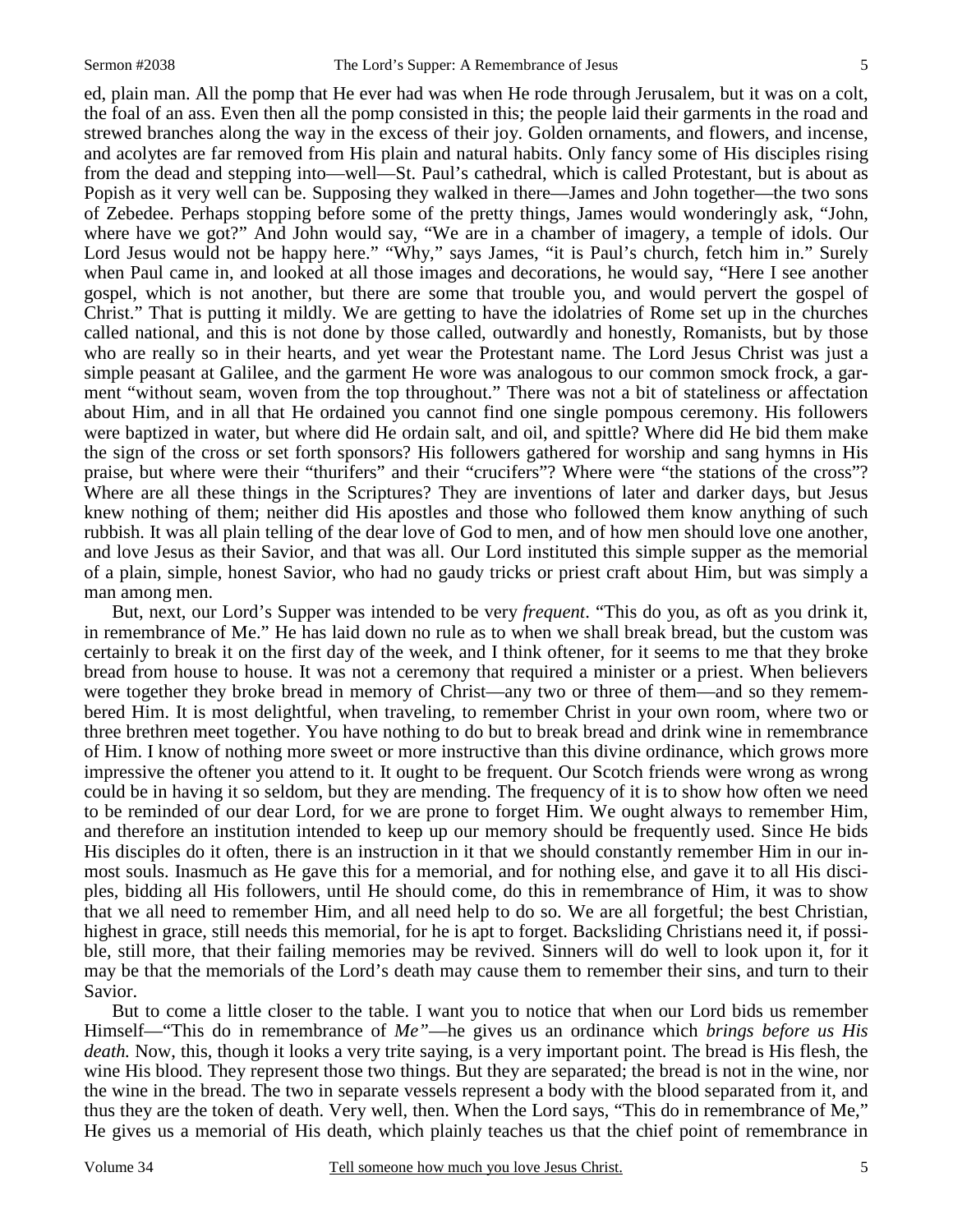ed, plain man. All the pomp that He ever had was when He rode through Jerusalem, but it was on a colt, the foal of an ass. Even then all the pomp consisted in this; the people laid their garments in the road and strewed branches along the way in the excess of their joy. Golden ornaments, and flowers, and incense, and acolytes are far removed from His plain and natural habits. Only fancy some of His disciples rising from the dead and stepping into—well—St. Paul's cathedral, which is called Protestant, but is about as Popish as it very well can be. Supposing they walked in there—James and John together—the two sons of Zebedee. Perhaps stopping before some of the pretty things, James would wonderingly ask, "John, where have we got?" And John would say, "We are in a chamber of imagery, a temple of idols. Our Lord Jesus would not be happy here." "Why," says James, "it is Paul's church, fetch him in." Surely when Paul came in, and looked at all those images and decorations, he would say, "Here I see another gospel, which is not another, but there are some that trouble you, and would pervert the gospel of Christ." That is putting it mildly. We are getting to have the idolatries of Rome set up in the churches called national, and this is not done by those called, outwardly and honestly, Romanists, but by those who are really so in their hearts, and yet wear the Protestant name. The Lord Jesus Christ was just a simple peasant at Galilee, and the garment He wore was analogous to our common smock frock, a garment "without seam, woven from the top throughout." There was not a bit of stateliness or affectation about Him, and in all that He ordained you cannot find one single pompous ceremony. His followers were baptized in water, but where did He ordain salt, and oil, and spittle? Where did He bid them make the sign of the cross or set forth sponsors? His followers gathered for worship and sang hymns in His praise, but where were their "thurifers" and their "crucifers"? Where were "the stations of the cross"? Where are all these things in the Scriptures? They are inventions of later and darker days, but Jesus knew nothing of them; neither did His apostles and those who followed them know anything of such rubbish. It was all plain telling of the dear love of God to men, and of how men should love one another, and love Jesus as their Savior, and that was all. Our Lord instituted this simple supper as the memorial of a plain, simple, honest Savior, who had no gaudy tricks or priest craft about Him, but was simply a man among men.

But, next, our Lord's Supper was intended to be very *frequent*. "This do you, as oft as you drink it, in remembrance of Me." He has laid down no rule as to when we shall break bread, but the custom was certainly to break it on the first day of the week, and I think oftener, for it seems to me that they broke bread from house to house. It was not a ceremony that required a minister or a priest. When believers were together they broke bread in memory of Christ—any two or three of them—and so they remembered Him. It is most delightful, when traveling, to remember Christ in your own room, where two or three brethren meet together. You have nothing to do but to break bread and drink wine in remembrance of Him. I know of nothing more sweet or more instructive than this divine ordinance, which grows more impressive the oftener you attend to it. It ought to be frequent. Our Scotch friends were wrong as wrong could be in having it so seldom, but they are mending. The frequency of it is to show how often we need to be reminded of our dear Lord, for we are prone to forget Him. We ought always to remember Him, and therefore an institution intended to keep up our memory should be frequently used. Since He bids His disciples do it often, there is an instruction in it that we should constantly remember Him in our inmost souls. Inasmuch as He gave this for a memorial, and for nothing else, and gave it to all His disciples, bidding all His followers, until He should come, do this in remembrance of Him, it was to show that we all need to remember Him, and all need help to do so. We are all forgetful; the best Christian, highest in grace, still needs this memorial, for he is apt to forget. Backsliding Christians need it, if possible, still more, that their failing memories may be revived. Sinners will do well to look upon it, for it may be that the memorials of the Lord's death may cause them to remember their sins, and turn to their Savior.

But to come a little closer to the table. I want you to notice that when our Lord bids us remember Himself—"This do in remembrance of *Me"*—he gives us an ordinance which *brings before us His death.* Now, this, though it looks a very trite saying, is a very important point. The bread is His flesh, the wine His blood. They represent those two things. But they are separated; the bread is not in the wine, nor the wine in the bread. The two in separate vessels represent a body with the blood separated from it, and thus they are the token of death. Very well, then. When the Lord says, "This do in remembrance of Me," He gives us a memorial of His death, which plainly teaches us that the chief point of remembrance in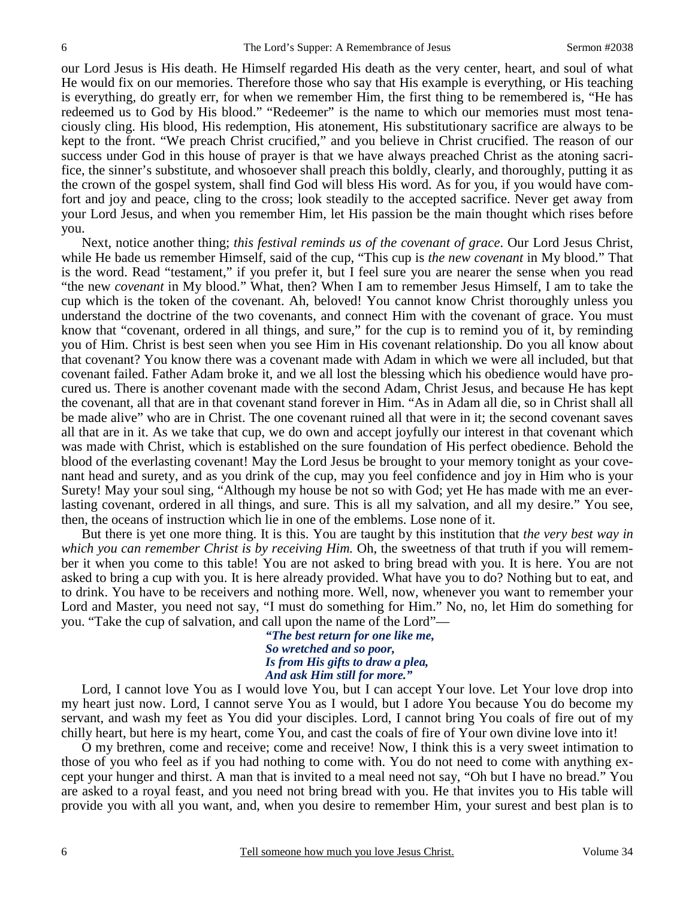our Lord Jesus is His death. He Himself regarded His death as the very center, heart, and soul of what He would fix on our memories. Therefore those who say that His example is everything, or His teaching is everything, do greatly err, for when we remember Him, the first thing to be remembered is, "He has redeemed us to God by His blood." "Redeemer" is the name to which our memories must most tenaciously cling. His blood, His redemption, His atonement, His substitutionary sacrifice are always to be kept to the front. "We preach Christ crucified," and you believe in Christ crucified. The reason of our success under God in this house of prayer is that we have always preached Christ as the atoning sacrifice, the sinner's substitute, and whosoever shall preach this boldly, clearly, and thoroughly, putting it as the crown of the gospel system, shall find God will bless His word. As for you, if you would have comfort and joy and peace, cling to the cross; look steadily to the accepted sacrifice. Never get away from your Lord Jesus, and when you remember Him, let His passion be the main thought which rises before you.

Next, notice another thing; *this festival reminds us of the covenant of grace*. Our Lord Jesus Christ, while He bade us remember Himself, said of the cup, "This cup is *the new covenant* in My blood." That is the word. Read "testament," if you prefer it, but I feel sure you are nearer the sense when you read "the new *covenant* in My blood." What, then? When I am to remember Jesus Himself, I am to take the cup which is the token of the covenant. Ah, beloved! You cannot know Christ thoroughly unless you understand the doctrine of the two covenants, and connect Him with the covenant of grace. You must know that "covenant, ordered in all things, and sure," for the cup is to remind you of it, by reminding you of Him. Christ is best seen when you see Him in His covenant relationship. Do you all know about that covenant? You know there was a covenant made with Adam in which we were all included, but that covenant failed. Father Adam broke it, and we all lost the blessing which his obedience would have procured us. There is another covenant made with the second Adam, Christ Jesus, and because He has kept the covenant, all that are in that covenant stand forever in Him. "As in Adam all die, so in Christ shall all be made alive" who are in Christ. The one covenant ruined all that were in it; the second covenant saves all that are in it. As we take that cup, we do own and accept joyfully our interest in that covenant which was made with Christ, which is established on the sure foundation of His perfect obedience. Behold the blood of the everlasting covenant! May the Lord Jesus be brought to your memory tonight as your covenant head and surety, and as you drink of the cup, may you feel confidence and joy in Him who is your Surety! May your soul sing, "Although my house be not so with God; yet He has made with me an everlasting covenant, ordered in all things, and sure. This is all my salvation, and all my desire." You see, then, the oceans of instruction which lie in one of the emblems. Lose none of it.

But there is yet one more thing. It is this. You are taught by this institution that *the very best way in which you can remember Christ is by receiving Him.* Oh, the sweetness of that truth if you will remember it when you come to this table! You are not asked to bring bread with you. It is here. You are not asked to bring a cup with you. It is here already provided. What have you to do? Nothing but to eat, and to drink. You have to be receivers and nothing more. Well, now, whenever you want to remember your Lord and Master, you need not say, "I must do something for Him." No, no, let Him do something for you. "Take the cup of salvation, and call upon the name of the Lord"—

*"The best return for one like me,*
*So wretched and so poor,*
*Is from His gifts to draw a plea,*
*And ask Him still for more."*

Lord, I cannot love You as I would love You, but I can accept Your love. Let Your love drop into my heart just now. Lord, I cannot serve You as I would, but I adore You because You do become my servant, and wash my feet as You did your disciples. Lord, I cannot bring You coals of fire out of my chilly heart, but here is my heart, come You, and cast the coals of fire of Your own divine love into it!

O my brethren, come and receive; come and receive! Now, I think this is a very sweet intimation to those of you who feel as if you had nothing to come with. You do not need to come with anything except your hunger and thirst. A man that is invited to a meal need not say, "Oh but I have no bread." You are asked to a royal feast, and you need not bring bread with you. He that invites you to His table will provide you with all you want, and, when you desire to remember Him, your surest and best plan is to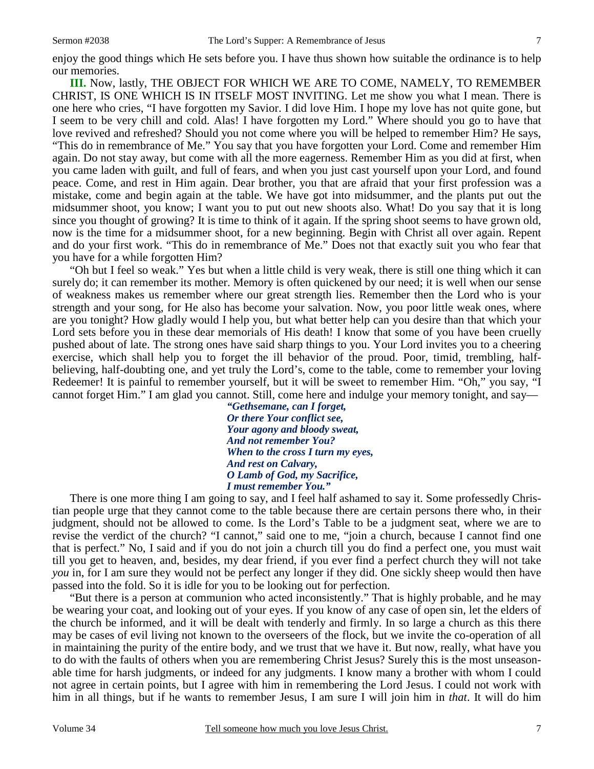enjoy the good things which He sets before you. I have thus shown how suitable the ordinance is to help our memories.

**III.** Now, lastly, THE OBJECT FOR WHICH WE ARE TO COME, NAMELY, TO REMEMBER CHRIST, IS ONE WHICH IS IN ITSELF MOST INVITING. Let me show you what I mean. There is one here who cries, "I have forgotten my Savior. I did love Him. I hope my love has not quite gone, but I seem to be very chill and cold. Alas! I have forgotten my Lord." Where should you go to have that love revived and refreshed? Should you not come where you will be helped to remember Him? He says, "This do in remembrance of Me." You say that you have forgotten your Lord. Come and remember Him again. Do not stay away, but come with all the more eagerness. Remember Him as you did at first, when you came laden with guilt, and full of fears, and when you just cast yourself upon your Lord, and found peace. Come, and rest in Him again. Dear brother, you that are afraid that your first profession was a mistake, come and begin again at the table. We have got into midsummer, and the plants put out the midsummer shoot, you know; I want you to put out new shoots also. What! Do you say that it is long since you thought of growing? It is time to think of it again. If the spring shoot seems to have grown old, now is the time for a midsummer shoot, for a new beginning. Begin with Christ all over again. Repent and do your first work. "This do in remembrance of Me." Does not that exactly suit you who fear that you have for a while forgotten Him?

"Oh but I feel so weak." Yes but when a little child is very weak, there is still one thing which it can surely do; it can remember its mother. Memory is often quickened by our need; it is well when our sense of weakness makes us remember where our great strength lies. Remember then the Lord who is your strength and your song, for He also has become your salvation. Now, you poor little weak ones, where are you tonight? How gladly would I help you, but what better help can you desire than that which your Lord sets before you in these dear memorials of His death! I know that some of you have been cruelly pushed about of late. The strong ones have said sharp things to you. Your Lord invites you to a cheering exercise, which shall help you to forget the ill behavior of the proud. Poor, timid, trembling, half-believing, half-doubting one, and yet truly the Lord's, come to the table, come to remember your loving Redeemer! It is painful to remember yourself, but it will be sweet to remember Him. "Oh," you say, "I cannot forget Him." I am glad you cannot. Still, come here and indulge your memory tonight, and say—

> ***"Gethsemane, can I forget,***
> ***Or there Your conflict see,***
> ***Your agony and bloody sweat,***
> ***And not remember You?***
> ***When to the cross I turn my eyes,***
> ***And rest on Calvary,***
> ***O Lamb of God, my Sacrifice,***
> ***I must remember You."***

There is one more thing I am going to say, and I feel half ashamed to say it. Some professedly Christian people urge that they cannot come to the table because there are certain persons there who, in their judgment, should not be allowed to come. Is the Lord's Table to be a judgment seat, where we are to revise the verdict of the church? "I cannot," said one to me, "join a church, because I cannot find one that is perfect." No, I said and if you do not join a church till you do find a perfect one, you must wait till you get to heaven, and, besides, my dear friend, if you ever find a perfect church they will not take *you* in, for I am sure they would not be perfect any longer if they did. One sickly sheep would then have passed into the fold. So it is idle for you to be looking out for perfection.

"But there is a person at communion who acted inconsistently." That is highly probable, and he may be wearing your coat, and looking out of your eyes. If you know of any case of open sin, let the elders of the church be informed, and it will be dealt with tenderly and firmly. In so large a church as this there may be cases of evil living not known to the overseers of the flock, but we invite the co-operation of all in maintaining the purity of the entire body, and we trust that we have it. But now, really, what have you to do with the faults of others when you are remembering Christ Jesus? Surely this is the most unseasonable time for harsh judgments, or indeed for any judgments. I know many a brother with whom I could not agree in certain points, but I agree with him in remembering the Lord Jesus. I could not work with him in all things, but if he wants to remember Jesus, I am sure I will join him in *that*. It will do him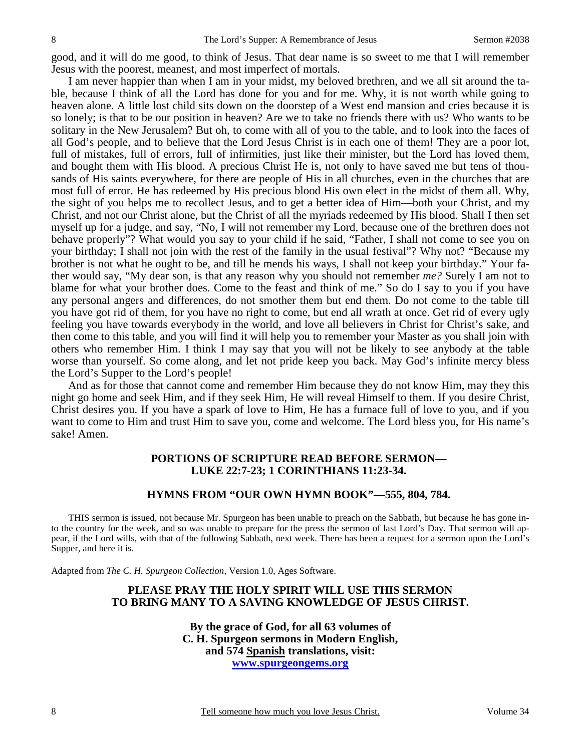good, and it will do me good, to think of Jesus. That dear name is so sweet to me that I will remember Jesus with the poorest, meanest, and most imperfect of mortals.

I am never happier than when I am in your midst, my beloved brethren, and we all sit around the table, because I think of all the Lord has done for you and for me. Why, it is not worth while going to heaven alone. A little lost child sits down on the doorstep of a West end mansion and cries because it is so lonely; is that to be our position in heaven? Are we to take no friends there with us? Who wants to be solitary in the New Jerusalem? But oh, to come with all of you to the table, and to look into the faces of all God's people, and to believe that the Lord Jesus Christ is in each one of them! They are a poor lot, full of mistakes, full of errors, full of infirmities, just like their minister, but the Lord has loved them, and bought them with His blood. A precious Christ He is, not only to have saved me but tens of thousands of His saints everywhere, for there are people of His in all churches, even in the churches that are most full of error. He has redeemed by His precious blood His own elect in the midst of them all. Why, the sight of you helps me to recollect Jesus, and to get a better idea of Him—both your Christ, and my Christ, and not our Christ alone, but the Christ of all the myriads redeemed by His blood. Shall I then set myself up for a judge, and say, "No, I will not remember my Lord, because one of the brethren does not behave properly"? What would you say to your child if he said, "Father, I shall not come to see you on your birthday; I shall not join with the rest of the family in the usual festival"? Why not? "Because my brother is not what he ought to be, and till he mends his ways, I shall not keep your birthday." Your father would say, "My dear son, is that any reason why you should not remember *me?* Surely I am not to blame for what your brother does. Come to the feast and think of me." So do I say to you if you have any personal angers and differences, do not smother them but end them. Do not come to the table till you have got rid of them, for you have no right to come, but end all wrath at once. Get rid of every ugly feeling you have towards everybody in the world, and love all believers in Christ for Christ's sake, and then come to this table, and you will find it will help you to remember your Master as you shall join with others who remember Him. I think I may say that you will not be likely to see anybody at the table worse than yourself. So come along, and let not pride keep you back. May God's infinite mercy bless the Lord's Supper to the Lord's people!

And as for those that cannot come and remember Him because they do not know Him, may they this night go home and seek Him, and if they seek Him, He will reveal Himself to them. If you desire Christ, Christ desires you. If you have a spark of love to Him, He has a furnace full of love to you, and if you want to come to Him and trust Him to save you, come and welcome. The Lord bless you, for His name's sake! Amen.

**PORTIONS OF SCRIPTURE READ BEFORE SERMON—**
**LUKE 22:7-23; 1 CORINTHIANS 11:23-34.**

**HYMNS FROM "OUR OWN HYMN BOOK"—555, 804, 784.**

THIS sermon is issued, not because Mr. Spurgeon has been unable to preach on the Sabbath, but because he has gone into the country for the week, and so was unable to prepare for the press the sermon of last Lord's Day. That sermon will appear, if the Lord wills, with that of the following Sabbath, next week. There has been a request for a sermon upon the Lord's Supper, and here it is.

Adapted from *The C. H. Spurgeon Collection*, Version 1.0, Ages Software.

**PLEASE PRAY THE HOLY SPIRIT WILL USE THIS SERMON**
**TO BRING MANY TO A SAVING KNOWLEDGE OF JESUS CHRIST.**

**By the grace of God, for all 63 volumes of**
**C. H. Spurgeon sermons in Modern English,**
**and 574 Spanish translations, visit:**
**www.spurgeongems.org**